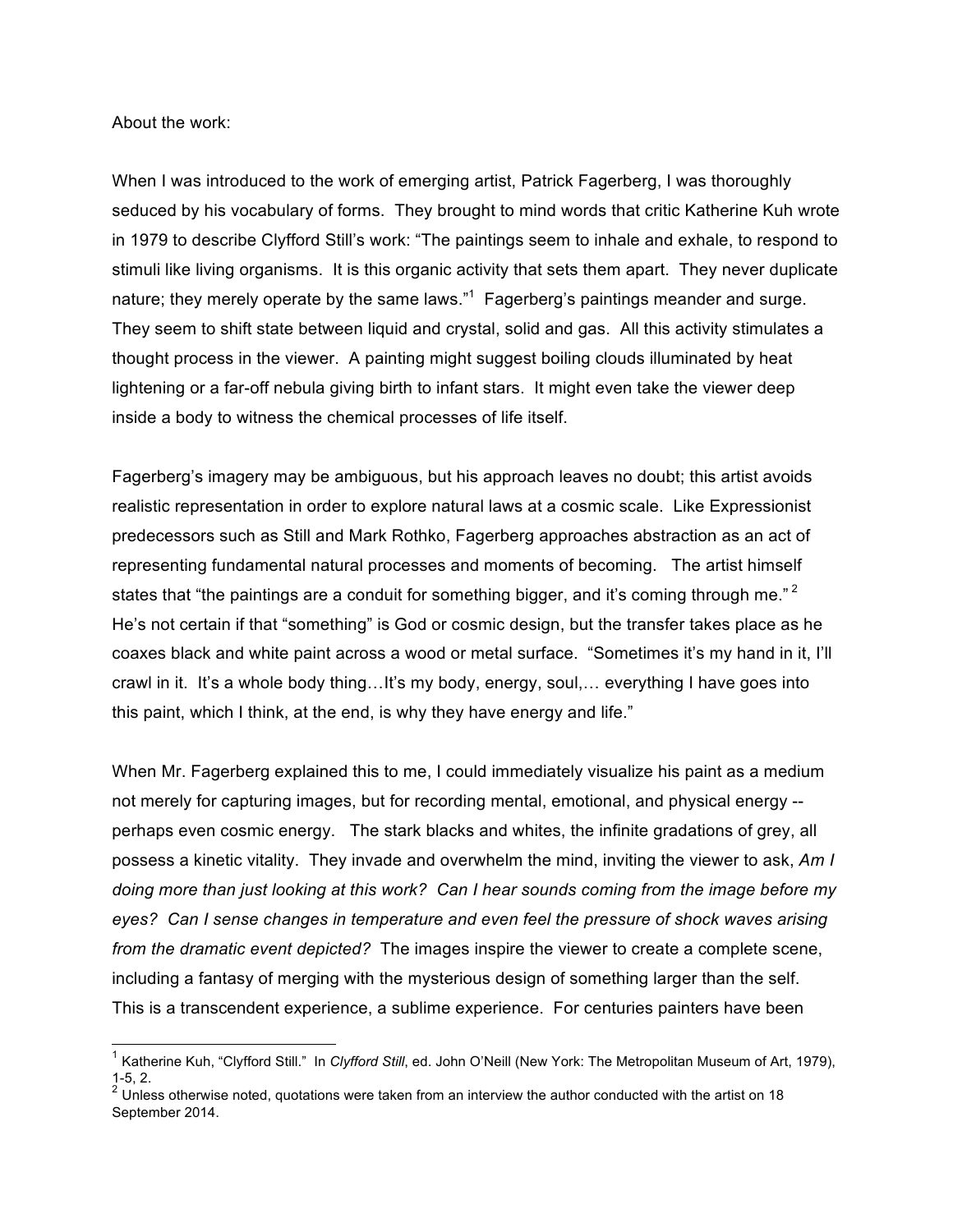About the work:

When I was introduced to the work of emerging artist, Patrick Fagerberg, I was thoroughly seduced by his vocabulary of forms. They brought to mind words that critic Katherine Kuh wrote in 1979 to describe Clyfford Still's work: "The paintings seem to inhale and exhale, to respond to stimuli like living organisms. It is this organic activity that sets them apart. They never duplicate nature; they merely operate by the same laws."[1] Fagerberg's paintings meander and surge. They seem to shift state between liquid and crystal, solid and gas. All this activity stimulates a thought process in the viewer. A painting might suggest boiling clouds illuminated by heat lightening or a far-off nebula giving birth to infant stars. It might even take the viewer deep inside a body to witness the chemical processes of life itself.

Fagerberg's imagery may be ambiguous, but his approach leaves no doubt; this artist avoids realistic representation in order to explore natural laws at a cosmic scale. Like Expressionist predecessors such as Still and Mark Rothko, Fagerberg approaches abstraction as an act of representing fundamental natural processes and moments of becoming. The artist himself states that "the paintings are a conduit for something bigger, and it's coming through me."[2] He's not certain if that "something" is God or cosmic design, but the transfer takes place as he coaxes black and white paint across a wood or metal surface. "Sometimes it's my hand in it, I'll crawl in it. It's a whole body thing…It's my body, energy, soul,… everything I have goes into this paint, which I think, at the end, is why they have energy and life."

When Mr. Fagerberg explained this to me, I could immediately visualize his paint as a medium not merely for capturing images, but for recording mental, emotional, and physical energy -- perhaps even cosmic energy. The stark blacks and whites, the infinite gradations of grey, all possess a kinetic vitality. They invade and overwhelm the mind, inviting the viewer to ask, *Am I doing more than just looking at this work? Can I hear sounds coming from the image before my eyes? Can I sense changes in temperature and even feel the pressure of shock waves arising from the dramatic event depicted?* The images inspire the viewer to create a complete scene, including a fantasy of merging with the mysterious design of something larger than the self. This is a transcendent experience, a sublime experience. For centuries painters have been

---

[1] Katherine Kuh, "Clyfford Still." In *Clyfford Still*, ed. John O'Neill (New York: The Metropolitan Museum of Art, 1979), 1-5, 2.

[2] Unless otherwise noted, quotations were taken from an interview the author conducted with the artist on 18 September 2014.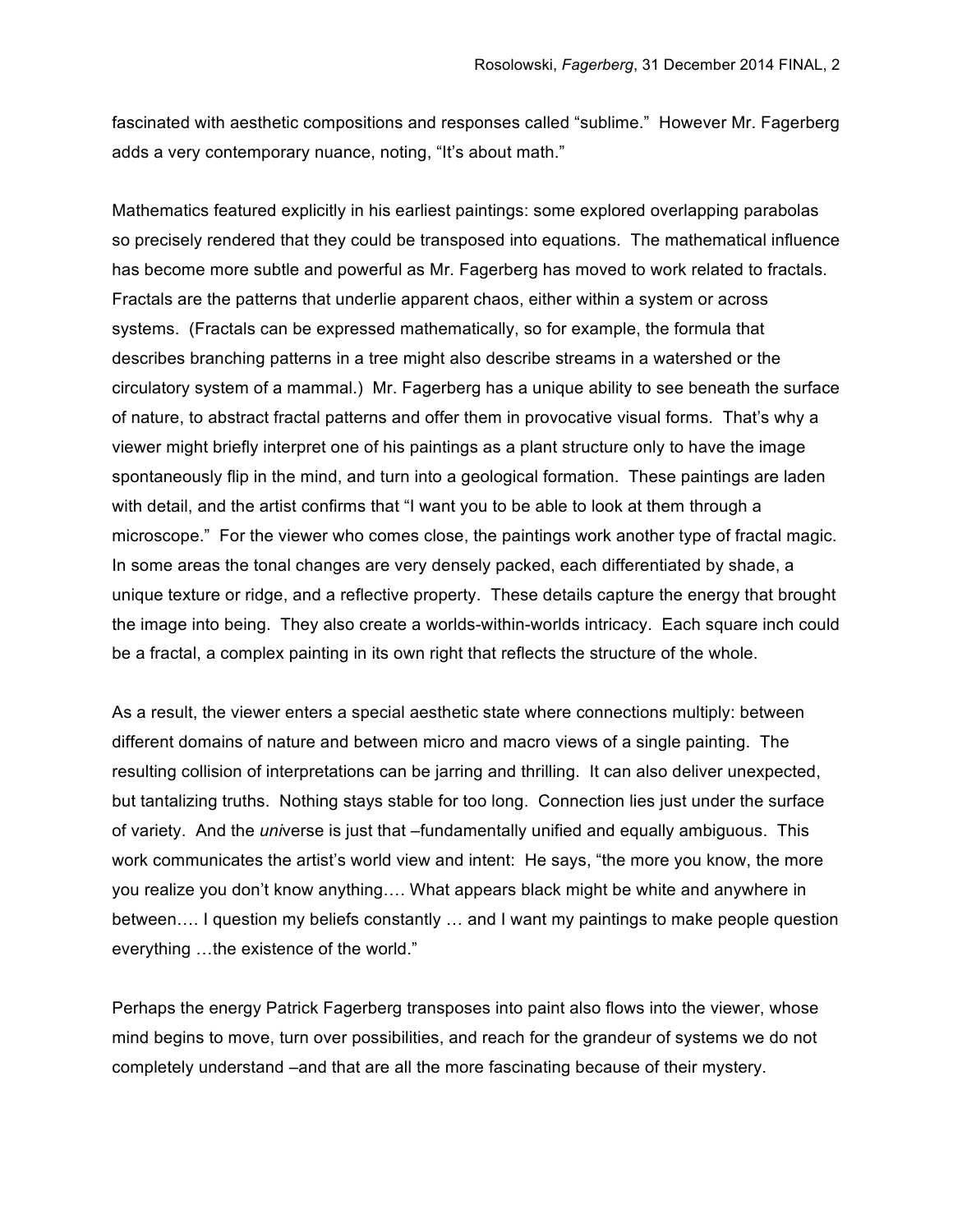fascinated with aesthetic compositions and responses called "sublime." However Mr. Fagerberg adds a very contemporary nuance, noting, "It's about math."

Mathematics featured explicitly in his earliest paintings: some explored overlapping parabolas so precisely rendered that they could be transposed into equations. The mathematical influence has become more subtle and powerful as Mr. Fagerberg has moved to work related to fractals. Fractals are the patterns that underlie apparent chaos, either within a system or across systems. (Fractals can be expressed mathematically, so for example, the formula that describes branching patterns in a tree might also describe streams in a watershed or the circulatory system of a mammal.) Mr. Fagerberg has a unique ability to see beneath the surface of nature, to abstract fractal patterns and offer them in provocative visual forms. That's why a viewer might briefly interpret one of his paintings as a plant structure only to have the image spontaneously flip in the mind, and turn into a geological formation. These paintings are laden with detail, and the artist confirms that "I want you to be able to look at them through a microscope." For the viewer who comes close, the paintings work another type of fractal magic. In some areas the tonal changes are very densely packed, each differentiated by shade, a unique texture or ridge, and a reflective property. These details capture the energy that brought the image into being. They also create a worlds-within-worlds intricacy. Each square inch could be a fractal, a complex painting in its own right that reflects the structure of the whole.

As a result, the viewer enters a special aesthetic state where connections multiply: between different domains of nature and between micro and macro views of a single painting. The resulting collision of interpretations can be jarring and thrilling. It can also deliver unexpected, but tantalizing truths. Nothing stays stable for too long. Connection lies just under the surface of variety. And the *uni*verse is just that –fundamentally unified and equally ambiguous. This work communicates the artist's world view and intent: He says, "the more you know, the more you realize you don't know anything…. What appears black might be white and anywhere in between…. I question my beliefs constantly … and I want my paintings to make people question everything …the existence of the world."

Perhaps the energy Patrick Fagerberg transposes into paint also flows into the viewer, whose mind begins to move, turn over possibilities, and reach for the grandeur of systems we do not completely understand –and that are all the more fascinating because of their mystery.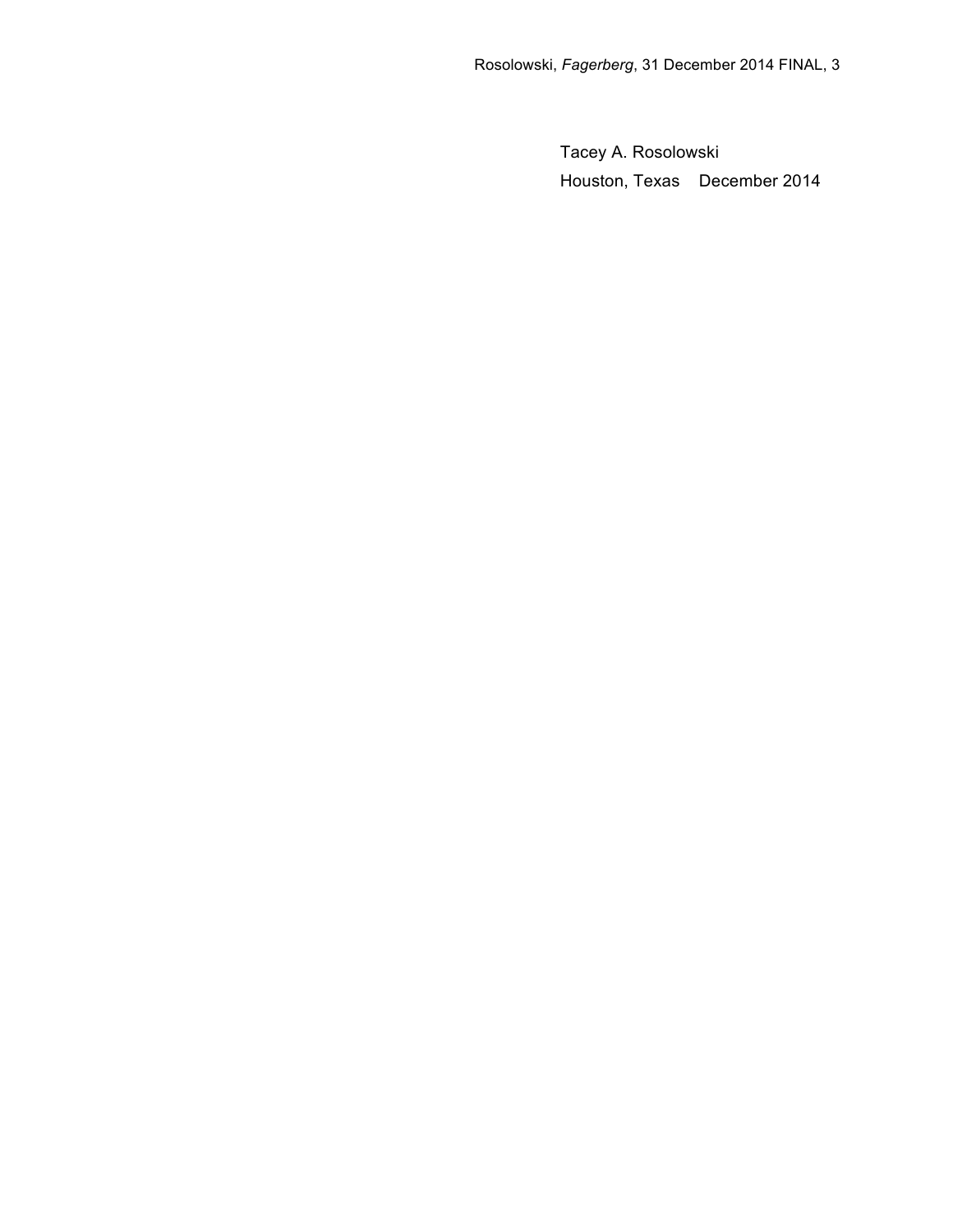Tacey A. Rosolowski

Houston, Texas December 2014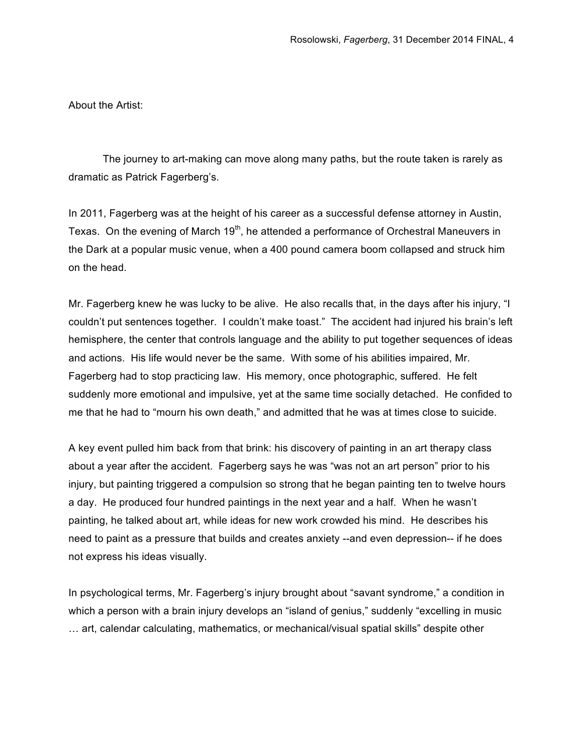About the Artist:

The journey to art-making can move along many paths, but the route taken is rarely as dramatic as Patrick Fagerberg's.

In 2011, Fagerberg was at the height of his career as a successful defense attorney in Austin, Texas. On the evening of March 19th, he attended a performance of Orchestral Maneuvers in the Dark at a popular music venue, when a 400 pound camera boom collapsed and struck him on the head.

Mr. Fagerberg knew he was lucky to be alive. He also recalls that, in the days after his injury, "I couldn't put sentences together. I couldn't make toast." The accident had injured his brain's left hemisphere, the center that controls language and the ability to put together sequences of ideas and actions. His life would never be the same. With some of his abilities impaired, Mr. Fagerberg had to stop practicing law. His memory, once photographic, suffered. He felt suddenly more emotional and impulsive, yet at the same time socially detached. He confided to me that he had to "mourn his own death," and admitted that he was at times close to suicide.

A key event pulled him back from that brink: his discovery of painting in an art therapy class about a year after the accident. Fagerberg says he was "was not an art person" prior to his injury, but painting triggered a compulsion so strong that he began painting ten to twelve hours a day. He produced four hundred paintings in the next year and a half. When he wasn't painting, he talked about art, while ideas for new work crowded his mind. He describes his need to paint as a pressure that builds and creates anxiety --and even depression-- if he does not express his ideas visually.

In psychological terms, Mr. Fagerberg's injury brought about "savant syndrome," a condition in which a person with a brain injury develops an "island of genius," suddenly "excelling in music … art, calendar calculating, mathematics, or mechanical/visual spatial skills" despite other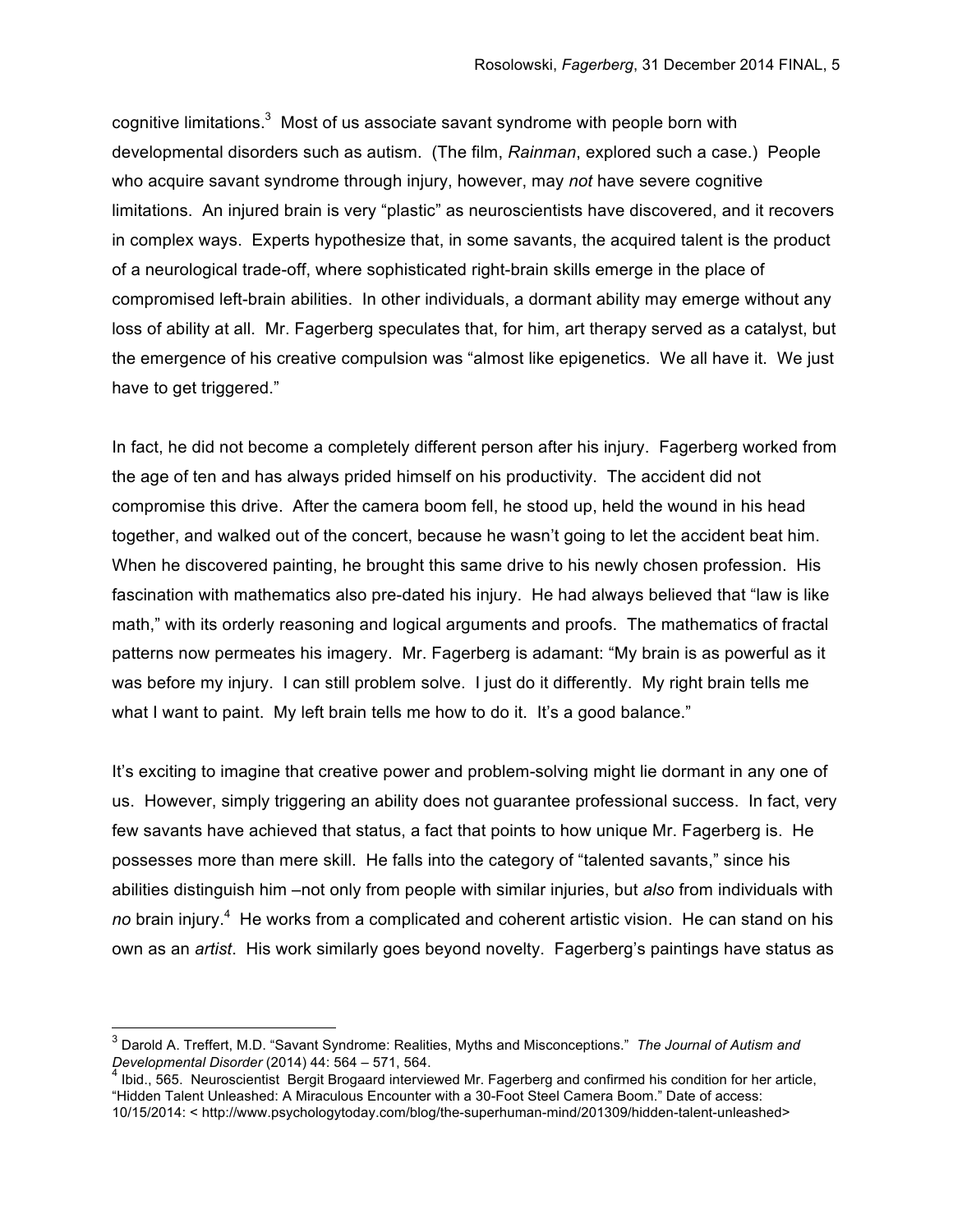cognitive limitations.[3] Most of us associate savant syndrome with people born with developmental disorders such as autism. (The film, *Rainman*, explored such a case.) People who acquire savant syndrome through injury, however, may *not* have severe cognitive limitations. An injured brain is very "plastic" as neuroscientists have discovered, and it recovers in complex ways. Experts hypothesize that, in some savants, the acquired talent is the product of a neurological trade-off, where sophisticated right-brain skills emerge in the place of compromised left-brain abilities. In other individuals, a dormant ability may emerge without any loss of ability at all. Mr. Fagerberg speculates that, for him, art therapy served as a catalyst, but the emergence of his creative compulsion was "almost like epigenetics. We all have it. We just have to get triggered."

In fact, he did not become a completely different person after his injury. Fagerberg worked from the age of ten and has always prided himself on his productivity. The accident did not compromise this drive. After the camera boom fell, he stood up, held the wound in his head together, and walked out of the concert, because he wasn't going to let the accident beat him. When he discovered painting, he brought this same drive to his newly chosen profession. His fascination with mathematics also pre-dated his injury. He had always believed that "law is like math," with its orderly reasoning and logical arguments and proofs. The mathematics of fractal patterns now permeates his imagery. Mr. Fagerberg is adamant: "My brain is as powerful as it was before my injury. I can still problem solve. I just do it differently. My right brain tells me what I want to paint. My left brain tells me how to do it. It's a good balance."

It's exciting to imagine that creative power and problem-solving might lie dormant in any one of us. However, simply triggering an ability does not guarantee professional success. In fact, very few savants have achieved that status, a fact that points to how unique Mr. Fagerberg is. He possesses more than mere skill. He falls into the category of "talented savants," since his abilities distinguish him –not only from people with similar injuries, but *also* from individuals with *no* brain injury.[4] He works from a complicated and coherent artistic vision. He can stand on his own as an *artist*. His work similarly goes beyond novelty. Fagerberg's paintings have status as

---

[3] Darold A. Treffert, M.D. "Savant Syndrome: Realities, Myths and Misconceptions." *The Journal of Autism and Developmental Disorder* (2014) 44: 564 – 571, 564.

[4] Ibid., 565. Neuroscientist Bergit Brogaard interviewed Mr. Fagerberg and confirmed his condition for her article, "Hidden Talent Unleashed: A Miraculous Encounter with a 30-Foot Steel Camera Boom." Date of access: 10/15/2014: < http://www.psychologytoday.com/blog/the-superhuman-mind/201309/hidden-talent-unleashed>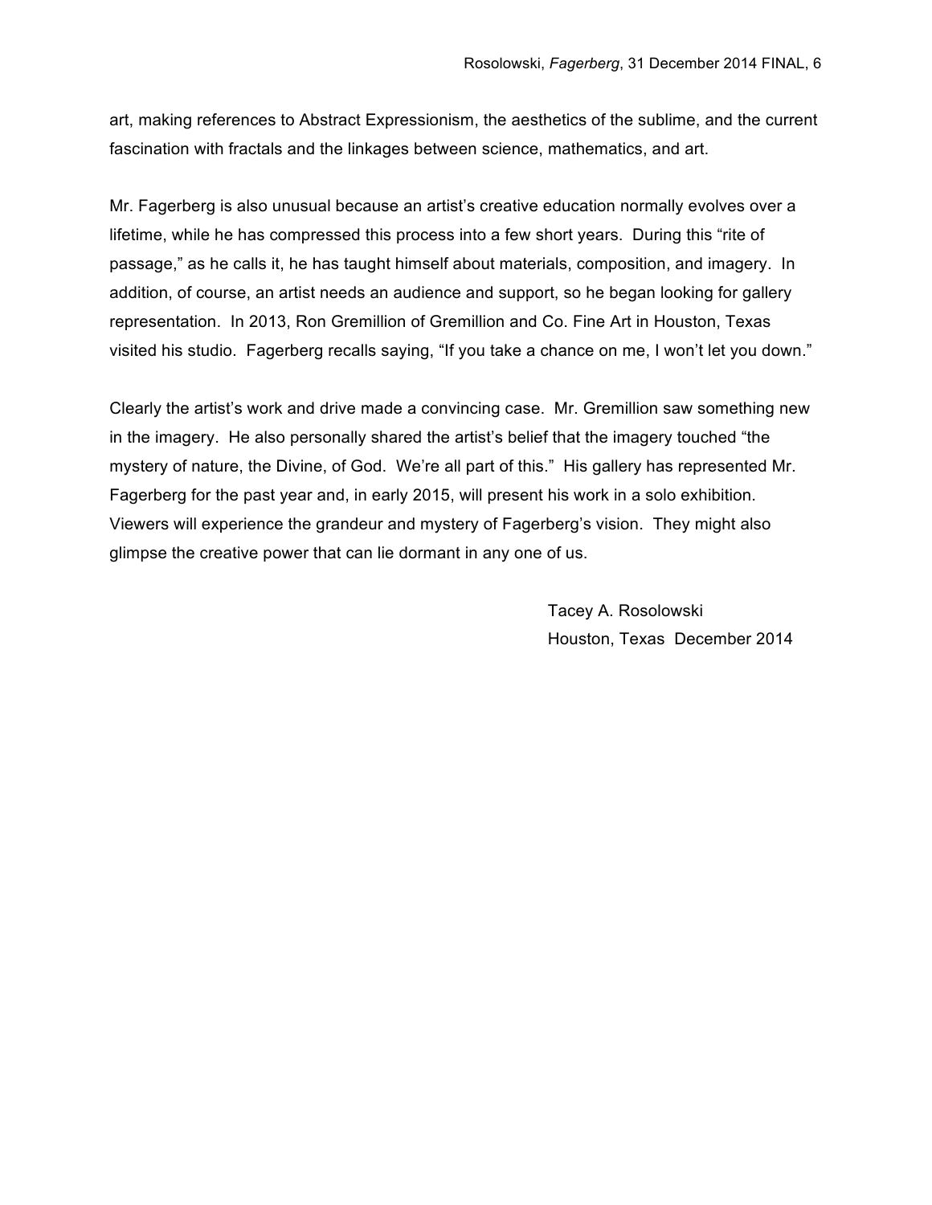art, making references to Abstract Expressionism, the aesthetics of the sublime, and the current fascination with fractals and the linkages between science, mathematics, and art.

Mr. Fagerberg is also unusual because an artist's creative education normally evolves over a lifetime, while he has compressed this process into a few short years. During this "rite of passage," as he calls it, he has taught himself about materials, composition, and imagery. In addition, of course, an artist needs an audience and support, so he began looking for gallery representation. In 2013, Ron Gremillion of Gremillion and Co. Fine Art in Houston, Texas visited his studio. Fagerberg recalls saying, "If you take a chance on me, I won't let you down."

Clearly the artist's work and drive made a convincing case. Mr. Gremillion saw something new in the imagery. He also personally shared the artist's belief that the imagery touched "the mystery of nature, the Divine, of God. We're all part of this." His gallery has represented Mr. Fagerberg for the past year and, in early 2015, will present his work in a solo exhibition. Viewers will experience the grandeur and mystery of Fagerberg's vision. They might also glimpse the creative power that can lie dormant in any one of us.

Tacey A. Rosolowski
Houston, Texas December 2014